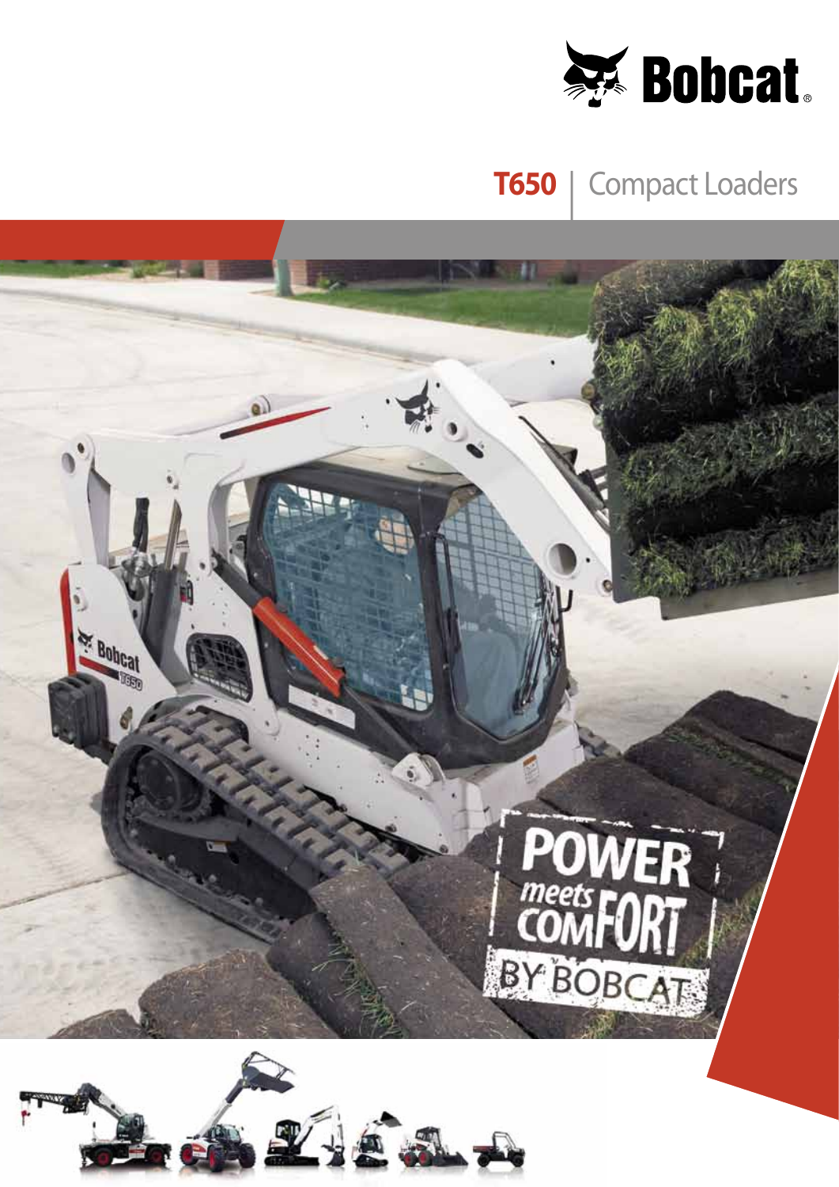Bobcat

# T650 | Compact Loaders

POWER meets COMFORT BY BOBCAT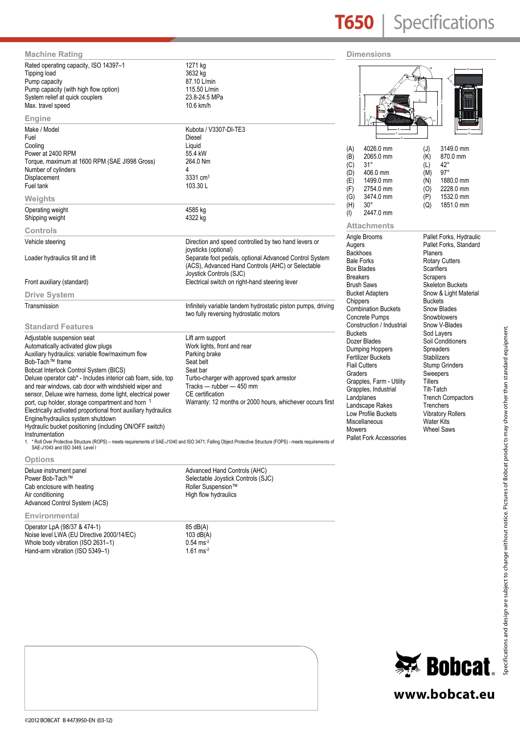# T650 | Specifications

## Machine Rating

| | |
|---|---|
| Rated operating capacity, ISO 14397–1 | 1271 kg |
| Tipping load | 3632 kg |
| Pump capacity | 87.10 L/min |
| Pump capacity (with high flow option) | 115.50 L/min |
| System relief at quick couplers | 23.8-24.5 MPa |
| Max. travel speed | 10.6 km/h |

## Engine

| | |
|---|---|
| Make / Model | Kubota / V3307-DI-TE3 |
| Fuel | Diesel |
| Cooling | Liquid |
| Power at 2400 RPM | 55.4 kW |
| Torque, maximum at 1600 RPM (SAE JI998 Gross) | 264.0 Nm |
| Number of cylinders | 4 |
| Displacement | 3331 cm$^3$ |
| Fuel tank | 103.30 L |

## Weights

| | |
|---|---|
| Operating weight | 4585 kg |
| Shipping weight | 4322 kg |

## Controls

| | |
|---|---|
| Vehicle steering | Direction and speed controlled by two hand levers or joysticks (optional) |
| Loader hydraulics tilt and lift | Separate foot pedals, optional Advanced Control System (ACS), Advanced Hand Controls (AHC) or Selectable Joystick Controls (SJC) |
| Front auxiliary (standard) | Electrical switch on right-hand steering lever |

## Drive System

| | |
|---|---|
| Transmission | Infinitely variable tandem hydrostatic piston pumps, driving two fully reversing hydrostatic motors |

## Standard Features

- Adjustable suspension seat
- Automatically activated glow plugs
- Auxiliary hydraulics: variable flow/maximum flow
- Bob-Tach™ frame
- Bobcat Interlock Control System (BICS)
- Deluxe operator cab* - Includes interior cab foam, side, top and rear windows, cab door with windshield wiper and sensor, Deluxe wire harness, dome light, electrical power port, cup holder, storage compartment and horn [1]
- Electrically activated proportional front auxiliary hydraulics
- Engine/hydraulics system shutdown
- Hydraulic bucket positioning (including ON/OFF switch)
- Instrumentation
- Lift arm support
- Work lights, front and rear
- Parking brake
- Seat belt
- Seat bar
- Turbo-charger with approved spark arrestor
- Tracks — rubber — 450 mm
- CE certification
- Warranty: 12 months or 2000 hours, whichever occurs first

1. * Roll Over Protective Structure (ROPS) – meets requirements of SAE-J1040 and ISO 3471; Falling Object Protective Structure (FOPS) - meets requirements of SAE-J1043 and ISO 3449, Level I

## Options

- Deluxe instrument panel
- Power Bob-Tach™
- Cab enclosure with heating
- Air conditioning
- Advanced Control System (ACS)
- Advanced Hand Controls (AHC)
- Selectable Joystick Controls (SJC)
- Roller Suspension™
- High flow hydraulics

## Environmental

| | |
|---|---|
| Operator LpA (98/37 & 474-1) | 85 dB(A) |
| Noise level LWA (EU Directive 2000/14/EC) | 103 dB(A) |
| Whole body vibration (ISO 2631–1) | 0.54 ms$^{-2}$ |
| Hand-arm vibration (ISO 5349–1) | 1.61 ms$^{-2}$ |

## Dimensions

A B C D E F G H I J K L M N O P Q

| | | | |
|---|---|---|---|
| (A) | 4026.0 mm | (J) | 3149.0 mm |
| (B) | 2065.0 mm | (K) | 870.0 mm |
| (C) | 31° | (L) | 42° |
| (D) | 406.0 mm | (M) | 97° |
| (E) | 1499.0 mm | (N) | 1880.0 mm |
| (F) | 2754.0 mm | (O) | 2228.0 mm |
| (G) | 3474.0 mm | (P) | 1532.0 mm |
| (H) | 30° | (Q) | 1851.0 mm |
| (I) | 2447.0 mm | | |

## Attachments

- Angle Brooms
- Augers
- Backhoes
- Bale Forks
- Box Blades
- Breakers
- Brush Saws
- Bucket Adapters
- Chippers
- Combination Buckets
- Concrete Pumps
- Construction / Industrial Buckets
- Dozer Blades
- Dumping Hoppers
- Fertilizer Buckets
- Flail Cutters
- Graders
- Grapples, Farm - Utility
- Grapples, Industrial
- Landplanes
- Landscape Rakes
- Low Profile Buckets
- Miscellaneous
- Mowers
- Pallet Fork Accessories
- Pallet Forks, Hydraulic
- Pallet Forks, Standard
- Planers
- Rotary Cutters
- Scarifiers
- Scrapers
- Skeleton Buckets
- Snow & Light Material Buckets
- Snow Blades
- Snowblowers
- Snow V-Blades
- Sod Layers
- Soil Conditioners
- Spreaders
- Stabilizers
- Stump Grinders
- Sweepers
- Tillers
- Tilt-Tatch
- Trench Compactors
- Trenchers
- Vibratory Rollers
- Water Kits
- Wheel Saws

Specifications and design are subject to change without notice. Pictures of Bobcat products may show other than standard equipment.

Bobcat®

www.bobcat.eu

©2012 BOBCAT B 4473950-EN (03-12)